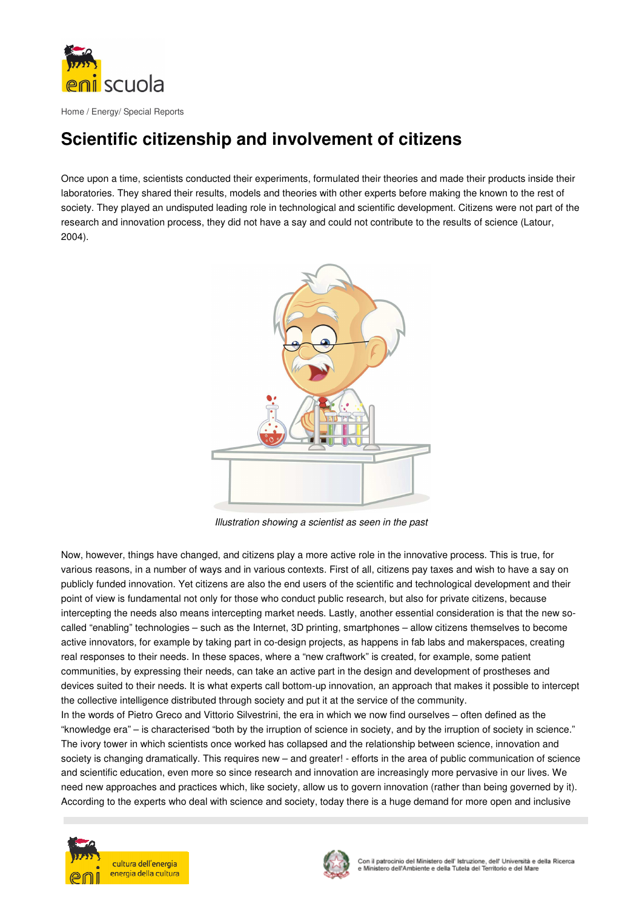Home / Energy/ Special Reports

# Scientific citizenship and involvement of citizens

Once upon a time, scientists conducted their experiments, formulated their theories and made their products inside their laboratories. They shared their results, models and theories with other experts before making the known to the rest of society. They played an undisputed leading role in technological and scientific development. Citizens were not part of the research and innovation process, they did not have a say and could not contribute to the results of science (Latour, 2004).

*Illustration showing a scientist as seen in the past*

Now, however, things have changed, and citizens play a more active role in the innovative process. This is true, for various reasons, in a number of ways and in various contexts. First of all, citizens pay taxes and wish to have a say on publicly funded innovation. Yet citizens are also the end users of the scientific and technological development and their point of view is fundamental not only for those who conduct public research, but also for private citizens, because intercepting the needs also means intercepting market needs. Lastly, another essential consideration is that the new so-called "enabling" technologies – such as the Internet, 3D printing, smartphones – allow citizens themselves to become active innovators, for example by taking part in co-design projects, as happens in fab labs and makerspaces, creating real responses to their needs. In these spaces, where a "new craftwork" is created, for example, some patient communities, by expressing their needs, can take an active part in the design and development of prostheses and devices suited to their needs. It is what experts call bottom-up innovation, an approach that makes it possible to intercept the collective intelligence distributed through society and put it at the service of the community.

In the words of Pietro Greco and Vittorio Silvestrini, the era in which we now find ourselves – often defined as the "knowledge era" – is characterised "both by the irruption of science in society, and by the irruption of society in science." The ivory tower in which scientists once worked has collapsed and the relationship between science, innovation and society is changing dramatically. This requires new – and greater! - efforts in the area of public communication of science and scientific education, even more so since research and innovation are increasingly more pervasive in our lives. We need new approaches and practices which, like society, allow us to govern innovation (rather than being governed by it). According to the experts who deal with science and society, today there is a huge demand for more open and inclusive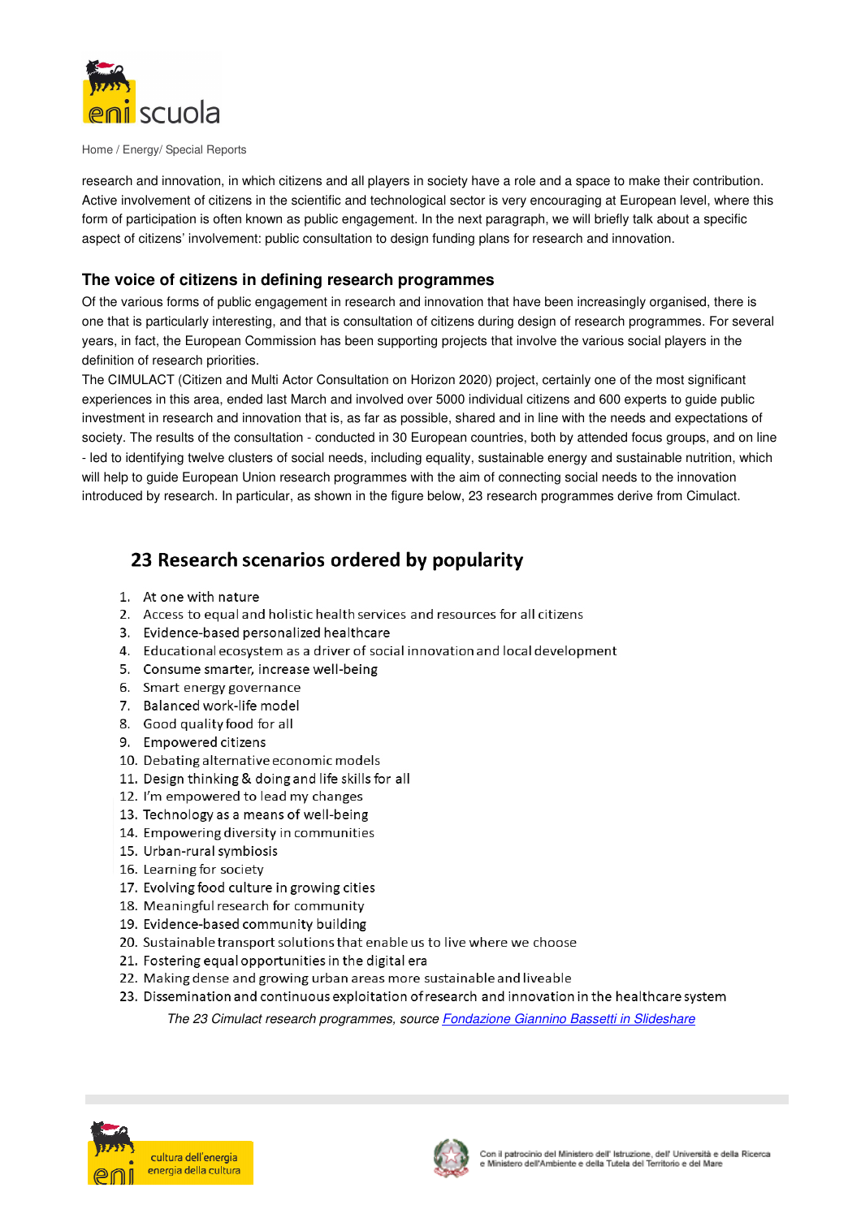research and innovation, in which citizens and all players in society have a role and a space to make their contribution. Active involvement of citizens in the scientific and technological sector is very encouraging at European level, where this form of participation is often known as public engagement. In the next paragraph, we will briefly talk about a specific aspect of citizens' involvement: public consultation to design funding plans for research and innovation.

### The voice of citizens in defining research programmes

Of the various forms of public engagement in research and innovation that have been increasingly organised, there is one that is particularly interesting, and that is consultation of citizens during design of research programmes. For several years, in fact, the European Commission has been supporting projects that involve the various social players in the definition of research priorities.

The CIMULACT (Citizen and Multi Actor Consultation on Horizon 2020) project, certainly one of the most significant experiences in this area, ended last March and involved over 5000 individual citizens and 600 experts to guide public investment in research and innovation that is, as far as possible, shared and in line with the needs and expectations of society. The results of the consultation - conducted in 30 European countries, both by attended focus groups, and on line - led to identifying twelve clusters of social needs, including equality, sustainable energy and sustainable nutrition, which will help to guide European Union research programmes with the aim of connecting social needs to the innovation introduced by research. In particular, as shown in the figure below, 23 research programmes derive from Cimulact.

## 23 Research scenarios ordered by popularity

1. At one with nature
2. Access to equal and holistic health services and resources for all citizens
3. Evidence-based personalized healthcare
4. Educational ecosystem as a driver of social innovation and local development
5. Consume smarter, increase well-being
6. Smart energy governance
7. Balanced work-life model
8. Good quality food for all
9. Empowered citizens
10. Debating alternative economic models
11. Design thinking & doing and life skills for all
12. I'm empowered to lead my changes
13. Technology as a means of well-being
14. Empowering diversity in communities
15. Urban-rural symbiosis
16. Learning for society
17. Evolving food culture in growing cities
18. Meaningful research for community
19. Evidence-based community building
20. Sustainable transport solutions that enable us to live where we choose
21. Fostering equal opportunities in the digital era
22. Making dense and growing urban areas more sustainable and liveable
23. Dissemination and continuous exploitation of research and innovation in the healthcare system

*The 23 Cimulact research programmes, source Fondazione Giannino Bassetti in Slideshare*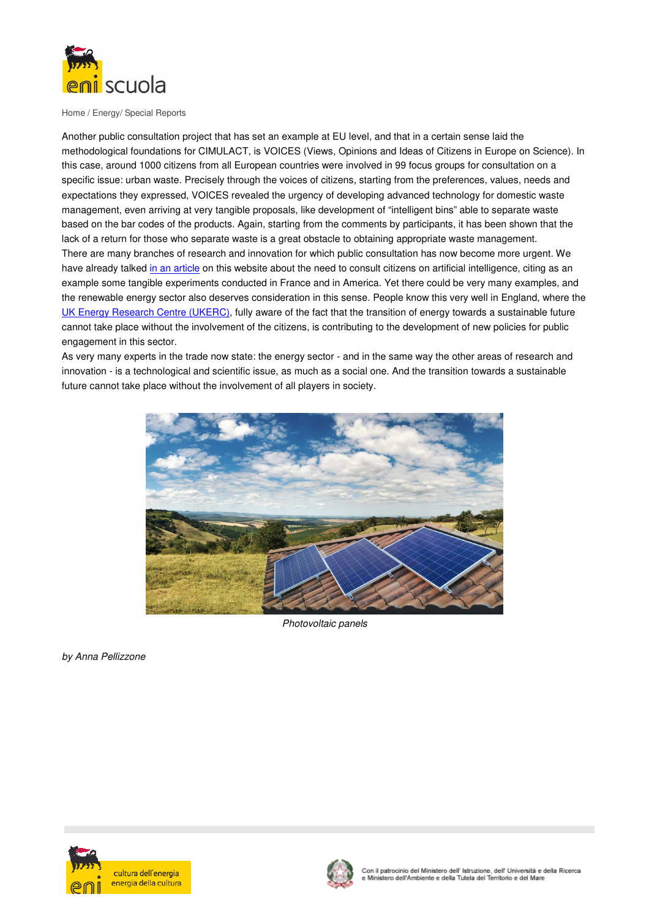Home / Energy/ Special Reports

Another public consultation project that has set an example at EU level, and that in a certain sense laid the methodological foundations for CIMULACT, is VOICES (Views, Opinions and Ideas of Citizens in Europe on Science). In this case, around 1000 citizens from all European countries were involved in 99 focus groups for consultation on a specific issue: urban waste. Precisely through the voices of citizens, starting from the preferences, values, needs and expectations they expressed, VOICES revealed the urgency of developing advanced technology for domestic waste management, even arriving at very tangible proposals, like development of "intelligent bins" able to separate waste based on the bar codes of the products. Again, starting from the comments by participants, it has been shown that the lack of a return for those who separate waste is a great obstacle to obtaining appropriate waste management.
There are many branches of research and innovation for which public consultation has now become more urgent. We have already talked in an article on this website about the need to consult citizens on artificial intelligence, citing as an example some tangible experiments conducted in France and in America. Yet there could be very many examples, and the renewable energy sector also deserves consideration in this sense. People know this very well in England, where the UK Energy Research Centre (UKERC), fully aware of the fact that the transition of energy towards a sustainable future cannot take place without the involvement of the citizens, is contributing to the development of new policies for public engagement in this sector.
As very many experts in the trade now state: the energy sector - and in the same way the other areas of research and innovation - is a technological and scientific issue, as much as a social one. And the transition towards a sustainable future cannot take place without the involvement of all players in society.

*Photovoltaic panels*

*by Anna Pellizzone*